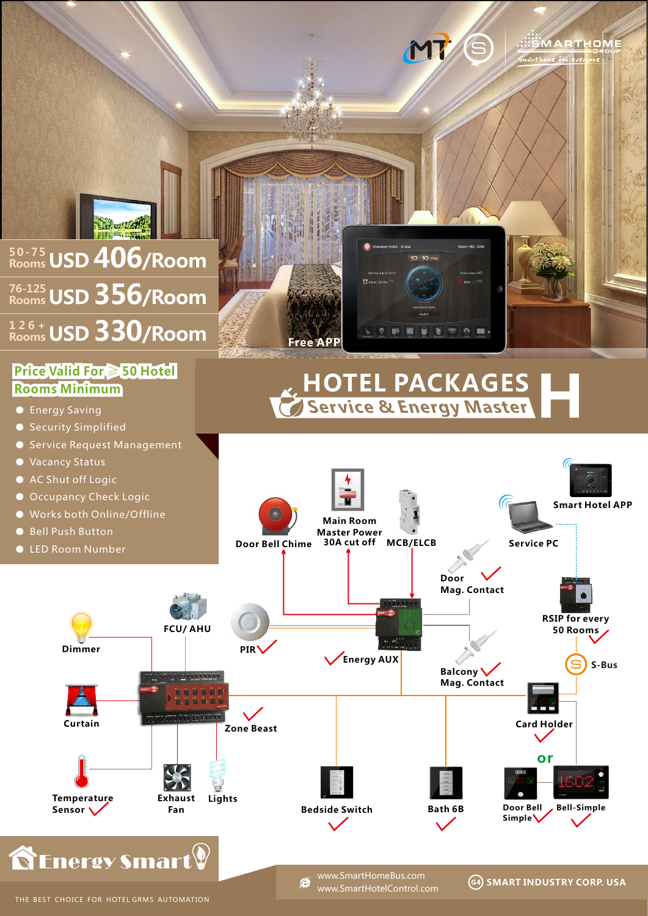MT SMARTHOME GROUP

smarthome for everyone

| Rooms | Price |
|---|---|
| 50-75 Rooms | USD 406/Room |
| 76-125 Rooms | USD 356/Room |
| 126+ Rooms | USD 330/Room |

Free APP

Price Valid For ≥ 50 Hotel Rooms Minimum

- Energy Saving
- Security Simplified
- Service Request Management
- Vacancy Status
- AC Shut off Logic
- Occupancy Check Logic
- Works both Online/Offline
- Bell Push Button
- LED Room Number

# HOTEL PACKAGES H

## Service & Energy Master

Smart Hotel APP

Service PC

Main Room Master Power 30A cut off

Door Bell Chime

MCB/ELCB

Door Mag. Contact

RSIP for every 50 Rooms

S-Bus

FCU/ AHU

Dimmer

PIR

Energy AUX

Balcony Mag. Contact

Curtain

Zone Beast

Card Holder

or

Temperature Sensor

Exhaust Fan

Lights

Bedside Switch

Bath 6B

Door Bell Simple

Bell-Simple

Energy Smart

THE BEST CHOICE FOR HOTEL GRMS AUTOMATION

www.SmartHomeBus.com
www.SmartHotelControl.com

G4 SMART INDUSTRY CORP. USA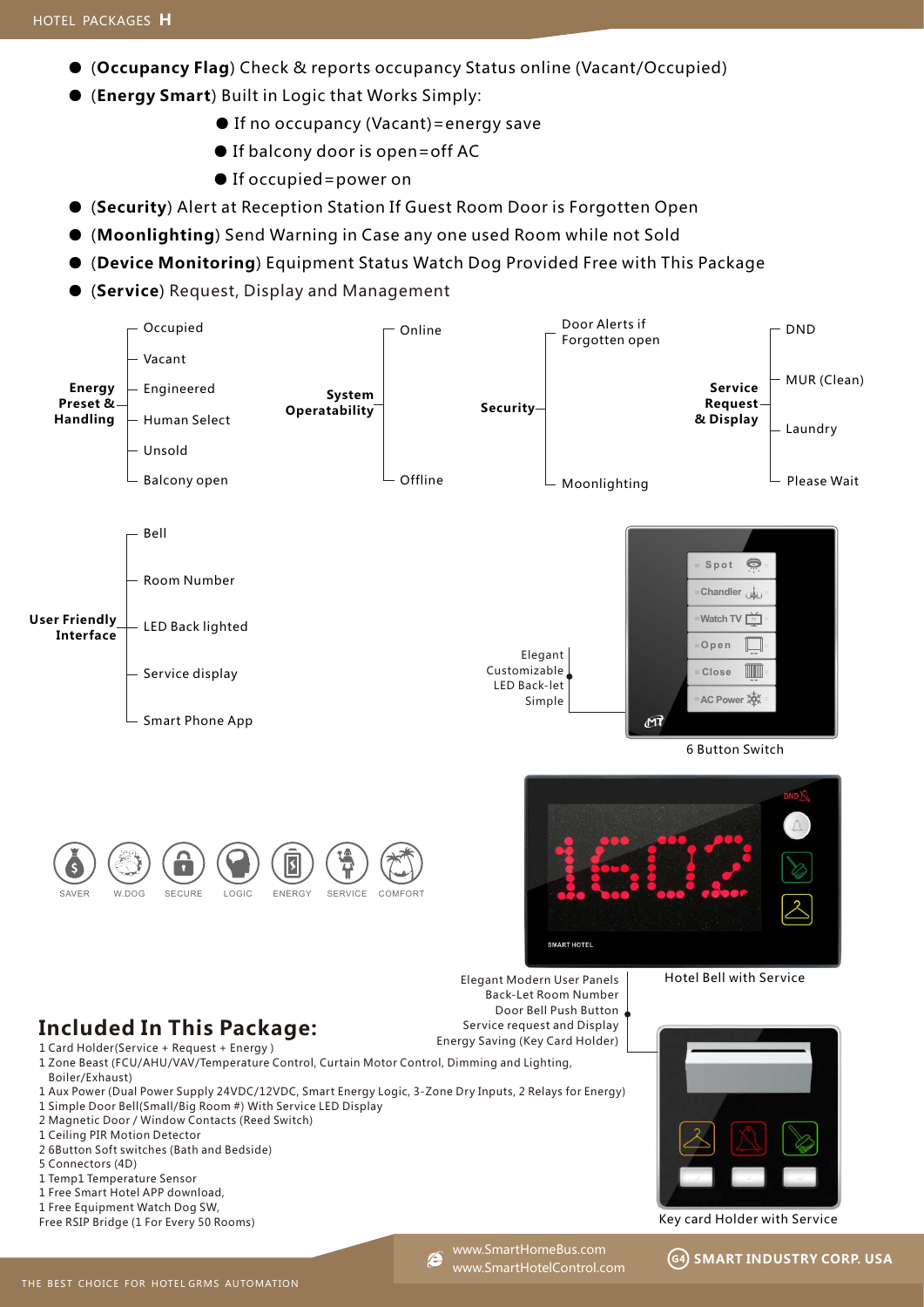- (**Occupancy Flag**) Check & reports occupancy Status online (Vacant/Occupied)
- (**Energy Smart**) Built in Logic that Works Simply:
  - If no occupancy (Vacant)=energy save
  - If balcony door is open=off AC
  - If occupied=power on
- (**Security**) Alert at Reception Station If Guest Room Door is Forgotten Open
- (**Moonlighting**) Send Warning in Case any one used Room while not Sold
- (**Device Monitoring**) Equipment Status Watch Dog Provided Free with This Package
- (**Service**) Request, Display and Management

**Energy Preset & Handling**
- Occupied
- Vacant
- Engineered
- Human Select
- Unsold
- Balcony open

**System Operatability**
- Online
- Offline

**Security**
- Door Alerts if Forgotten open
- Moonlighting

**Service Request & Display**
- DND
- MUR (Clean)
- Laundry
- Please Wait

**User Friendly Interface**
- Bell
- Room Number
- LED Back lighted
- Service display
- Smart Phone App

Elegant
Customizable
LED Back-let
Simple

Spot
Chandler
Watch TV
Open
Close
AC Power

6 Button Switch

SAVER W.DOG SECURE LOGIC ENERGY SERVICE COMFORT

DND
1602
SMART HOTEL

Hotel Bell with Service

Elegant Modern User Panels
Back-Let Room Number
Door Bell Push Button
Service request and Display
Energy Saving (Key Card Holder)

## Included In This Package:

1 Card Holder(Service + Request + Energy )
1 Zone Beast (FCU/AHU/VAV/Temperature Control, Curtain Motor Control, Dimming and Lighting, Boiler/Exhaust)
1 Aux Power (Dual Power Supply 24VDC/12VDC, Smart Energy Logic, 3-Zone Dry Inputs, 2 Relays for Energy)
1 Simple Door Bell(Small/Big Room #) With Service LED Display
2 Magnetic Door / Window Contacts (Reed Switch)
1 Ceiling PIR Motion Detector
2 6Button Soft switches (Bath and Bedside)
5 Connectors (4D)
1 Temp1 Temperature Sensor
1 Free Smart Hotel APP download,
1 Free Equipment Watch Dog SW,
Free RSIP Bridge (1 For Every 50 Rooms)

Key card Holder with Service

www.SmartHomeBus.com
www.SmartHotelControl.com
SMART INDUSTRY CORP. USA